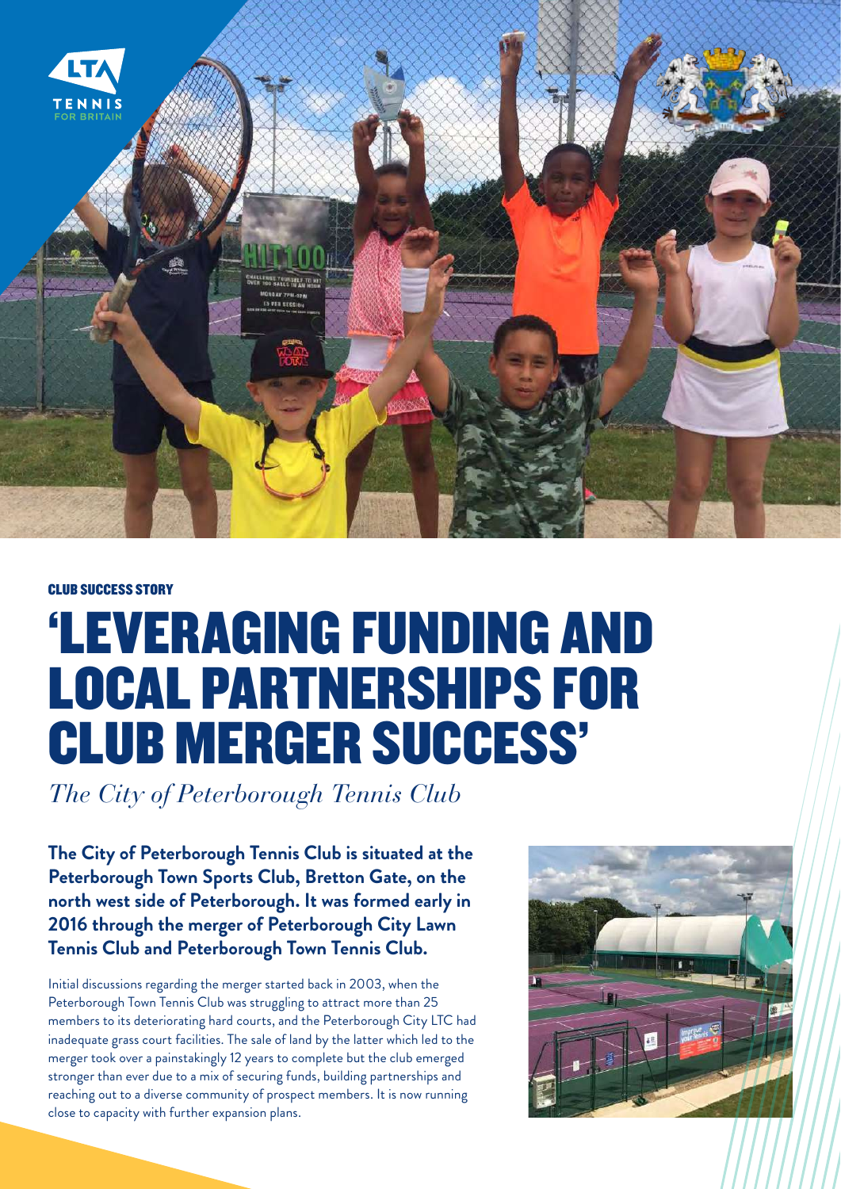CLUB SUCCESS STORY

# 'LEVERAGING FUNDING AND LOCAL PARTNERSHIPS FOR CLUB MERGER SUCCESS'

*The City of Peterborough Tennis Club*

**The City of Peterborough Tennis Club is situated at the Peterborough Town Sports Club, Bretton Gate, on the north west side of Peterborough. It was formed early in 2016 through the merger of Peterborough City Lawn Tennis Club and Peterborough Town Tennis Club.**

Initial discussions regarding the merger started back in 2003, when the Peterborough Town Tennis Club was struggling to attract more than 25 members to its deteriorating hard courts, and the Peterborough City LTC had inadequate grass court facilities. The sale of land by the latter which led to the merger took over a painstakingly 12 years to complete but the club emerged stronger than ever due to a mix of securing funds, building partnerships and reaching out to a diverse community of prospect members. It is now running close to capacity with further expansion plans.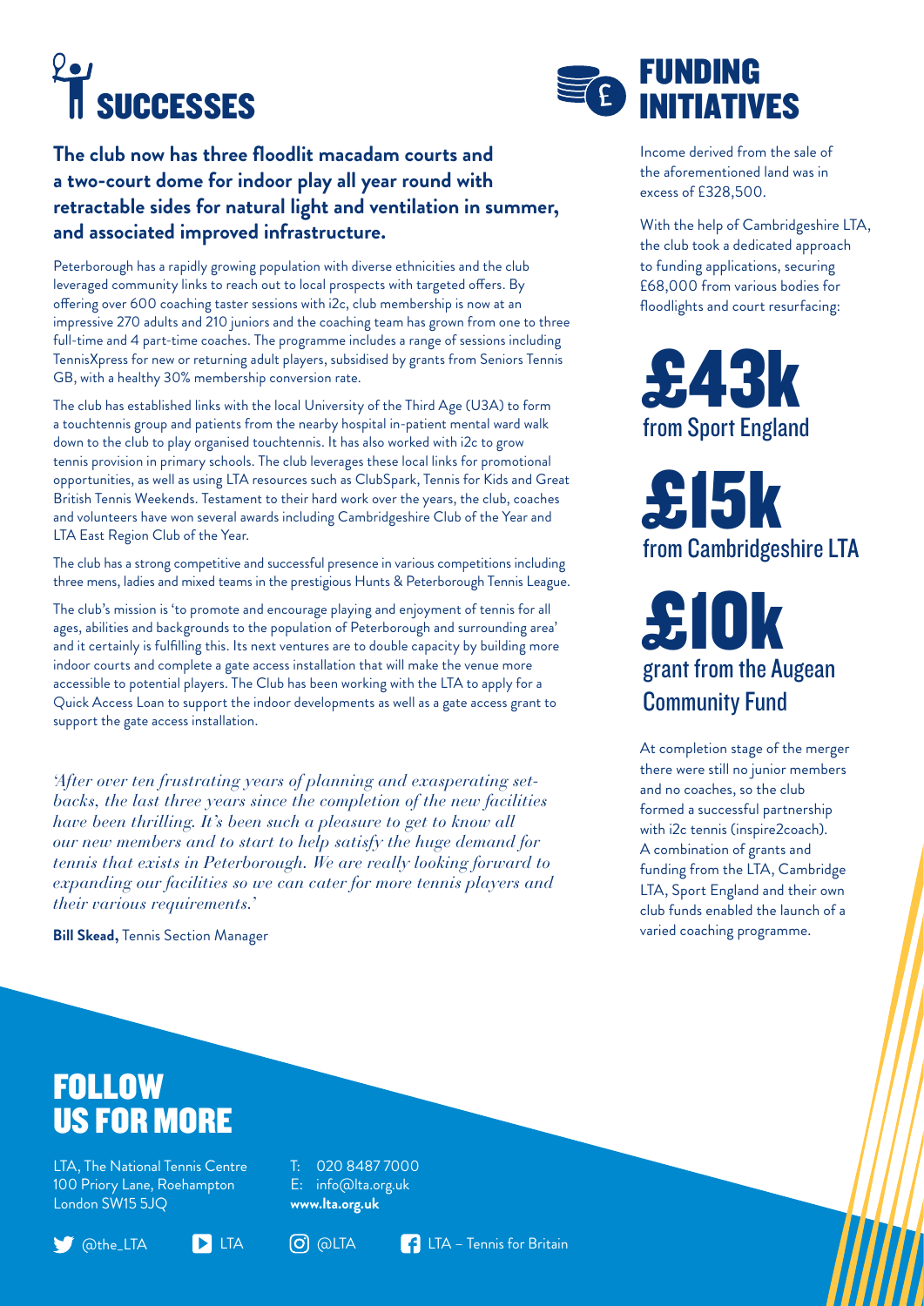# SUCCESSES

**The club now has three floodlit macadam courts and a two-court dome for indoor play all year round with retractable sides for natural light and ventilation in summer, and associated improved infrastructure.**

Peterborough has a rapidly growing population with diverse ethnicities and the club leveraged community links to reach out to local prospects with targeted offers. By offering over 600 coaching taster sessions with i2c, club membership is now at an impressive 270 adults and 210 juniors and the coaching team has grown from one to three full-time and 4 part-time coaches. The programme includes a range of sessions including TennisXpress for new or returning adult players, subsidised by grants from Seniors Tennis GB, with a healthy 30% membership conversion rate.

The club has established links with the local University of the Third Age (U3A) to form a touchtennis group and patients from the nearby hospital in-patient mental ward walk down to the club to play organised touchtennis. It has also worked with i2c to grow tennis provision in primary schools. The club leverages these local links for promotional opportunities, as well as using LTA resources such as ClubSpark, Tennis for Kids and Great British Tennis Weekends. Testament to their hard work over the years, the club, coaches and volunteers have won several awards including Cambridgeshire Club of the Year and LTA East Region Club of the Year.

The club has a strong competitive and successful presence in various competitions including three mens, ladies and mixed teams in the prestigious Hunts & Peterborough Tennis League.

The club's mission is 'to promote and encourage playing and enjoyment of tennis for all ages, abilities and backgrounds to the population of Peterborough and surrounding area' and it certainly is fulfilling this. Its next ventures are to double capacity by building more indoor courts and complete a gate access installation that will make the venue more accessible to potential players. The Club has been working with the LTA to apply for a Quick Access Loan to support the indoor developments as well as a gate access grant to support the gate access installation.

*'After over ten frustrating years of planning and exasperating set-backs, the last three years since the completion of the new facilities have been thrilling. It's been such a pleasure to get to know all our new members and to start to help satisfy the huge demand for tennis that exists in Peterborough. We are really looking forward to expanding our facilities so we can cater for more tennis players and their various requirements.'*

**Bill Skead,** Tennis Section Manager

# FUNDING INITIATIVES

Income derived from the sale of the aforementioned land was in excess of £328,500.

With the help of Cambridgeshire LTA, the club took a dedicated approach to funding applications, securing £68,000 from various bodies for floodlights and court resurfacing:

**£43k** from Sport England

**£15k** from Cambridgeshire LTA

**£10k** grant from the Augean Community Fund

At completion stage of the merger there were still no junior members and no coaches, so the club formed a successful partnership with i2c tennis (inspire2coach). A combination of grants and funding from the LTA, Cambridge LTA, Sport England and their own club funds enabled the launch of a varied coaching programme.

# FOLLOW US FOR MORE

LTA, The National Tennis Centre
100 Priory Lane, Roehampton
London SW15 5JQ

T: 020 8487 7000
E: info@lta.org.uk
**www.lta.org.uk**

@the_LTA | LTA | @LTA | LTA – Tennis for Britain